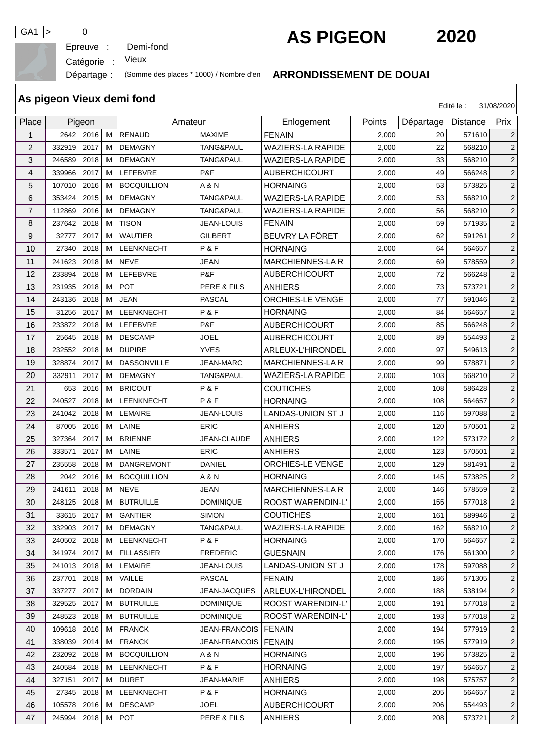GA1 > 0

Epreuve : Demi-fond

Catégorie : Vieux

Départage : (Somme des places * 1000) / Nombre d'en

# AS PIGEON 2020

**ARRONDISSEMENT DE DOUAI**

## As pigeon Vieux demi fond

Edité le : 31/08/2020

| Place | Pigeon | | | Amateur | | Enlogement | Points | Départage | Distance | Prix |
|---|---|---|---|---|---|---|---|---|---|---|
| 1 | 2642 | 2016 | M | RENAUD | MAXIME | FENAIN | 2,000 | 20 | 571610 | 2 |
| 2 | 332919 | 2017 | M | DEMAGNY | TANG&PAUL | WAZIERS-LA RAPIDE | 2,000 | 22 | 568210 | 2 |
| 3 | 246589 | 2018 | M | DEMAGNY | TANG&PAUL | WAZIERS-LA RAPIDE | 2,000 | 33 | 568210 | 2 |
| 4 | 339966 | 2017 | M | LEFEBVRE | P&F | AUBERCHICOURT | 2,000 | 49 | 566248 | 2 |
| 5 | 107010 | 2016 | M | BOCQUILLION | A & N | HORNAING | 2,000 | 53 | 573825 | 2 |
| 6 | 353424 | 2015 | M | DEMAGNY | TANG&PAUL | WAZIERS-LA RAPIDE | 2,000 | 53 | 568210 | 2 |
| 7 | 112869 | 2016 | M | DEMAGNY | TANG&PAUL | WAZIERS-LA RAPIDE | 2,000 | 56 | 568210 | 2 |
| 8 | 237642 | 2018 | M | TISON | JEAN-LOUIS | FENAIN | 2,000 | 59 | 571935 | 2 |
| 9 | 32777 | 2017 | M | WAUTIER | GILBERT | BEUVRY LA FÔRET | 2,000 | 62 | 591261 | 2 |
| 10 | 27340 | 2018 | M | LEENKNECHT | P & F | HORNAING | 2,000 | 64 | 564657 | 2 |
| 11 | 241623 | 2018 | M | NEVE | JEAN | MARCHIENNES-LA R | 2,000 | 69 | 578559 | 2 |
| 12 | 233894 | 2018 | M | LEFEBVRE | P&F | AUBERCHICOURT | 2,000 | 72 | 566248 | 2 |
| 13 | 231935 | 2018 | M | POT | PERE & FILS | ANHIERS | 2,000 | 73 | 573721 | 2 |
| 14 | 243136 | 2018 | M | JEAN | PASCAL | ORCHIES-LE VENGE | 2,000 | 77 | 591046 | 2 |
| 15 | 31256 | 2017 | M | LEENKNECHT | P & F | HORNAING | 2,000 | 84 | 564657 | 2 |
| 16 | 233872 | 2018 | M | LEFEBVRE | P&F | AUBERCHICOURT | 2,000 | 85 | 566248 | 2 |
| 17 | 25645 | 2018 | M | DESCAMP | JOEL | AUBERCHICOURT | 2,000 | 89 | 554493 | 2 |
| 18 | 232552 | 2018 | M | DUPIRE | YVES | ARLEUX-L'HIRONDEL | 2,000 | 97 | 549613 | 2 |
| 19 | 328874 | 2017 | M | DASSONVILLE | JEAN-MARC | MARCHIENNES-LA R | 2,000 | 99 | 578871 | 2 |
| 20 | 332911 | 2017 | M | DEMAGNY | TANG&PAUL | WAZIERS-LA RAPIDE | 2,000 | 103 | 568210 | 2 |
| 21 | 653 | 2016 | M | BRICOUT | P & F | COUTICHES | 2,000 | 108 | 586428 | 2 |
| 22 | 240527 | 2018 | M | LEENKNECHT | P & F | HORNAING | 2,000 | 108 | 564657 | 2 |
| 23 | 241042 | 2018 | M | LEMAIRE | JEAN-LOUIS | LANDAS-UNION ST J | 2,000 | 116 | 597088 | 2 |
| 24 | 87005 | 2016 | M | LAINE | ERIC | ANHIERS | 2,000 | 120 | 570501 | 2 |
| 25 | 327364 | 2017 | M | BRIENNE | JEAN-CLAUDE | ANHIERS | 2,000 | 122 | 573172 | 2 |
| 26 | 333571 | 2017 | M | LAINE | ERIC | ANHIERS | 2,000 | 123 | 570501 | 2 |
| 27 | 235558 | 2018 | M | DANGREMONT | DANIEL | ORCHIES-LE VENGE | 2,000 | 129 | 581491 | 2 |
| 28 | 2042 | 2016 | M | BOCQUILLION | A & N | HORNAING | 2,000 | 145 | 573825 | 2 |
| 29 | 241611 | 2018 | M | NEVE | JEAN | MARCHIENNES-LA R | 2,000 | 146 | 578559 | 2 |
| 30 | 248125 | 2018 | M | BUTRUILLE | DOMINIQUE | ROOST WARENDIN-L' | 2,000 | 155 | 577018 | 2 |
| 31 | 33615 | 2017 | M | GANTIER | SIMON | COUTICHES | 2,000 | 161 | 589946 | 2 |
| 32 | 332903 | 2017 | M | DEMAGNY | TANG&PAUL | WAZIERS-LA RAPIDE | 2,000 | 162 | 568210 | 2 |
| 33 | 240502 | 2018 | M | LEENKNECHT | P & F | HORNAING | 2,000 | 170 | 564657 | 2 |
| 34 | 341974 | 2017 | M | FILLASSIER | FREDERIC | GUESNAIN | 2,000 | 176 | 561300 | 2 |
| 35 | 241013 | 2018 | M | LEMAIRE | JEAN-LOUIS | LANDAS-UNION ST J | 2,000 | 178 | 597088 | 2 |
| 36 | 237701 | 2018 | M | VAILLE | PASCAL | FENAIN | 2,000 | 186 | 571305 | 2 |
| 37 | 337277 | 2017 | M | DORDAIN | JEAN-JACQUES | ARLEUX-L'HIRONDEL | 2,000 | 188 | 538194 | 2 |
| 38 | 329525 | 2017 | M | BUTRUILLE | DOMINIQUE | ROOST WARENDIN-L' | 2,000 | 191 | 577018 | 2 |
| 39 | 248523 | 2018 | M | BUTRUILLE | DOMINIQUE | ROOST WARENDIN-L' | 2,000 | 193 | 577018 | 2 |
| 40 | 109618 | 2016 | M | FRANCK | JEAN-FRANCOIS | FENAIN | 2,000 | 194 | 577919 | 2 |
| 41 | 338039 | 2014 | M | FRANCK | JEAN-FRANCOIS | FENAIN | 2,000 | 195 | 577919 | 2 |
| 42 | 232092 | 2018 | M | BOCQUILLION | A & N | HORNAING | 2,000 | 196 | 573825 | 2 |
| 43 | 240584 | 2018 | M | LEENKNECHT | P & F | HORNAING | 2,000 | 197 | 564657 | 2 |
| 44 | 327151 | 2017 | M | DURET | JEAN-MARIE | ANHIERS | 2,000 | 198 | 575757 | 2 |
| 45 | 27345 | 2018 | M | LEENKNECHT | P & F | HORNAING | 2,000 | 205 | 564657 | 2 |
| 46 | 105578 | 2016 | M | DESCAMP | JOEL | AUBERCHICOURT | 2,000 | 206 | 554493 | 2 |
| 47 | 245994 | 2018 | M | POT | PERE & FILS | ANHIERS | 2,000 | 208 | 573721 | 2 |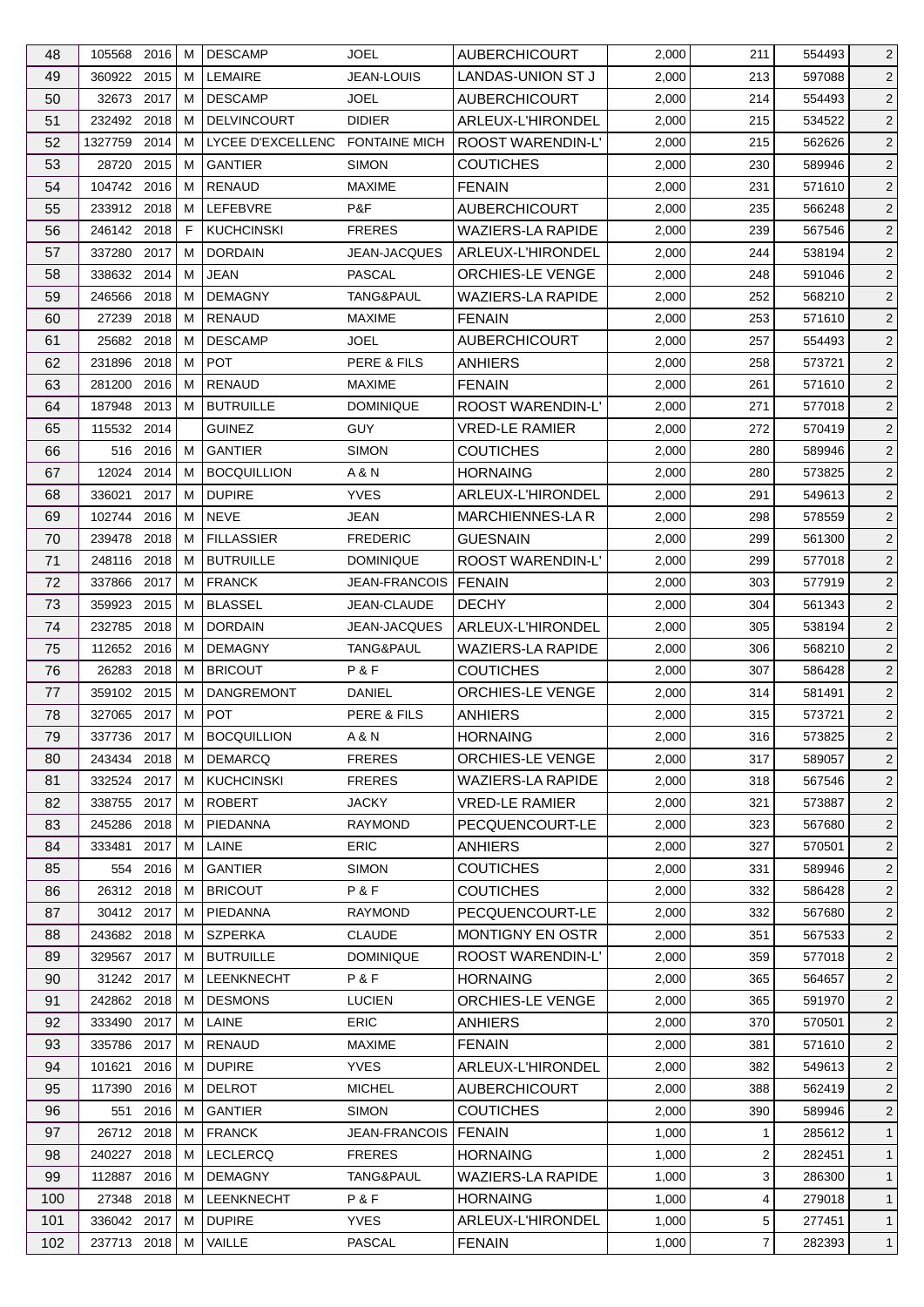| | | | | | | | | | | |
|---|---|---|---|---|---|---|---|---|---|---|
| 48 | 105568 | 2016 | M | DESCAMP | JOEL | AUBERCHICOURT | 2,000 | 211 | 554493 | 2 |
| 49 | 360922 | 2015 | M | LEMAIRE | JEAN-LOUIS | LANDAS-UNION ST J | 2,000 | 213 | 597088 | 2 |
| 50 | 32673 | 2017 | M | DESCAMP | JOEL | AUBERCHICOURT | 2,000 | 214 | 554493 | 2 |
| 51 | 232492 | 2018 | M | DELVINCOURT | DIDIER | ARLEUX-L'HIRONDEL | 2,000 | 215 | 534522 | 2 |
| 52 | 1327759 | 2014 | M | LYCEE D'EXCELLENC | FONTAINE MICH | ROOST WARENDIN-L' | 2,000 | 215 | 562626 | 2 |
| 53 | 28720 | 2015 | M | GANTIER | SIMON | COUTICHES | 2,000 | 230 | 589946 | 2 |
| 54 | 104742 | 2016 | M | RENAUD | MAXIME | FENAIN | 2,000 | 231 | 571610 | 2 |
| 55 | 233912 | 2018 | M | LEFEBVRE | P&F | AUBERCHICOURT | 2,000 | 235 | 566248 | 2 |
| 56 | 246142 | 2018 | F | KUCHCINSKI | FRERES | WAZIERS-LA RAPIDE | 2,000 | 239 | 567546 | 2 |
| 57 | 337280 | 2017 | M | DORDAIN | JEAN-JACQUES | ARLEUX-L'HIRONDEL | 2,000 | 244 | 538194 | 2 |
| 58 | 338632 | 2014 | M | JEAN | PASCAL | ORCHIES-LE VENGE | 2,000 | 248 | 591046 | 2 |
| 59 | 246566 | 2018 | M | DEMAGNY | TANG&PAUL | WAZIERS-LA RAPIDE | 2,000 | 252 | 568210 | 2 |
| 60 | 27239 | 2018 | M | RENAUD | MAXIME | FENAIN | 2,000 | 253 | 571610 | 2 |
| 61 | 25682 | 2018 | M | DESCAMP | JOEL | AUBERCHICOURT | 2,000 | 257 | 554493 | 2 |
| 62 | 231896 | 2018 | M | POT | PERE & FILS | ANHIERS | 2,000 | 258 | 573721 | 2 |
| 63 | 281200 | 2016 | M | RENAUD | MAXIME | FENAIN | 2,000 | 261 | 571610 | 2 |
| 64 | 187948 | 2013 | M | BUTRUILLE | DOMINIQUE | ROOST WARENDIN-L' | 2,000 | 271 | 577018 | 2 |
| 65 | 115532 | 2014 | | GUINEZ | GUY | VRED-LE RAMIER | 2,000 | 272 | 570419 | 2 |
| 66 | 516 | 2016 | M | GANTIER | SIMON | COUTICHES | 2,000 | 280 | 589946 | 2 |
| 67 | 12024 | 2014 | M | BOCQUILLION | A & N | HORNAING | 2,000 | 280 | 573825 | 2 |
| 68 | 336021 | 2017 | M | DUPIRE | YVES | ARLEUX-L'HIRONDEL | 2,000 | 291 | 549613 | 2 |
| 69 | 102744 | 2016 | M | NEVE | JEAN | MARCHIENNES-LA R | 2,000 | 298 | 578559 | 2 |
| 70 | 239478 | 2018 | M | FILLASSIER | FREDERIC | GUESNAIN | 2,000 | 299 | 561300 | 2 |
| 71 | 248116 | 2018 | M | BUTRUILLE | DOMINIQUE | ROOST WARENDIN-L' | 2,000 | 299 | 577018 | 2 |
| 72 | 337866 | 2017 | M | FRANCK | JEAN-FRANCOIS | FENAIN | 2,000 | 303 | 577919 | 2 |
| 73 | 359923 | 2015 | M | BLASSEL | JEAN-CLAUDE | DECHY | 2,000 | 304 | 561343 | 2 |
| 74 | 232785 | 2018 | M | DORDAIN | JEAN-JACQUES | ARLEUX-L'HIRONDEL | 2,000 | 305 | 538194 | 2 |
| 75 | 112652 | 2016 | M | DEMAGNY | TANG&PAUL | WAZIERS-LA RAPIDE | 2,000 | 306 | 568210 | 2 |
| 76 | 26283 | 2018 | M | BRICOUT | P & F | COUTICHES | 2,000 | 307 | 586428 | 2 |
| 77 | 359102 | 2015 | M | DANGREMONT | DANIEL | ORCHIES-LE VENGE | 2,000 | 314 | 581491 | 2 |
| 78 | 327065 | 2017 | M | POT | PERE & FILS | ANHIERS | 2,000 | 315 | 573721 | 2 |
| 79 | 337736 | 2017 | M | BOCQUILLION | A & N | HORNAING | 2,000 | 316 | 573825 | 2 |
| 80 | 243434 | 2018 | M | DEMARCQ | FRERES | ORCHIES-LE VENGE | 2,000 | 317 | 589057 | 2 |
| 81 | 332524 | 2017 | M | KUCHCINSKI | FRERES | WAZIERS-LA RAPIDE | 2,000 | 318 | 567546 | 2 |
| 82 | 338755 | 2017 | M | ROBERT | JACKY | VRED-LE RAMIER | 2,000 | 321 | 573887 | 2 |
| 83 | 245286 | 2018 | M | PIEDANNA | RAYMOND | PECQUENCOURT-LE | 2,000 | 323 | 567680 | 2 |
| 84 | 333481 | 2017 | M | LAINE | ERIC | ANHIERS | 2,000 | 327 | 570501 | 2 |
| 85 | 554 | 2016 | M | GANTIER | SIMON | COUTICHES | 2,000 | 331 | 589946 | 2 |
| 86 | 26312 | 2018 | M | BRICOUT | P & F | COUTICHES | 2,000 | 332 | 586428 | 2 |
| 87 | 30412 | 2017 | M | PIEDANNA | RAYMOND | PECQUENCOURT-LE | 2,000 | 332 | 567680 | 2 |
| 88 | 243682 | 2018 | M | SZPERKA | CLAUDE | MONTIGNY EN OSTR | 2,000 | 351 | 567533 | 2 |
| 89 | 329567 | 2017 | M | BUTRUILLE | DOMINIQUE | ROOST WARENDIN-L' | 2,000 | 359 | 577018 | 2 |
| 90 | 31242 | 2017 | M | LEENKNECHT | P & F | HORNAING | 2,000 | 365 | 564657 | 2 |
| 91 | 242862 | 2018 | M | DESMONS | LUCIEN | ORCHIES-LE VENGE | 2,000 | 365 | 591970 | 2 |
| 92 | 333490 | 2017 | M | LAINE | ERIC | ANHIERS | 2,000 | 370 | 570501 | 2 |
| 93 | 335786 | 2017 | M | RENAUD | MAXIME | FENAIN | 2,000 | 381 | 571610 | 2 |
| 94 | 101621 | 2016 | M | DUPIRE | YVES | ARLEUX-L'HIRONDEL | 2,000 | 382 | 549613 | 2 |
| 95 | 117390 | 2016 | M | DELROT | MICHEL | AUBERCHICOURT | 2,000 | 388 | 562419 | 2 |
| 96 | 551 | 2016 | M | GANTIER | SIMON | COUTICHES | 2,000 | 390 | 589946 | 2 |
| 97 | 26712 | 2018 | M | FRANCK | JEAN-FRANCOIS | FENAIN | 1,000 | 1 | 285612 | 1 |
| 98 | 240227 | 2018 | M | LECLERCQ | FRERES | HORNAING | 1,000 | 2 | 282451 | 1 |
| 99 | 112887 | 2016 | M | DEMAGNY | TANG&PAUL | WAZIERS-LA RAPIDE | 1,000 | 3 | 286300 | 1 |
| 100 | 27348 | 2018 | M | LEENKNECHT | P & F | HORNAING | 1,000 | 4 | 279018 | 1 |
| 101 | 336042 | 2017 | M | DUPIRE | YVES | ARLEUX-L'HIRONDEL | 1,000 | 5 | 277451 | 1 |
| 102 | 237713 | 2018 | M | VAILLE | PASCAL | FENAIN | 1,000 | 7 | 282393 | 1 |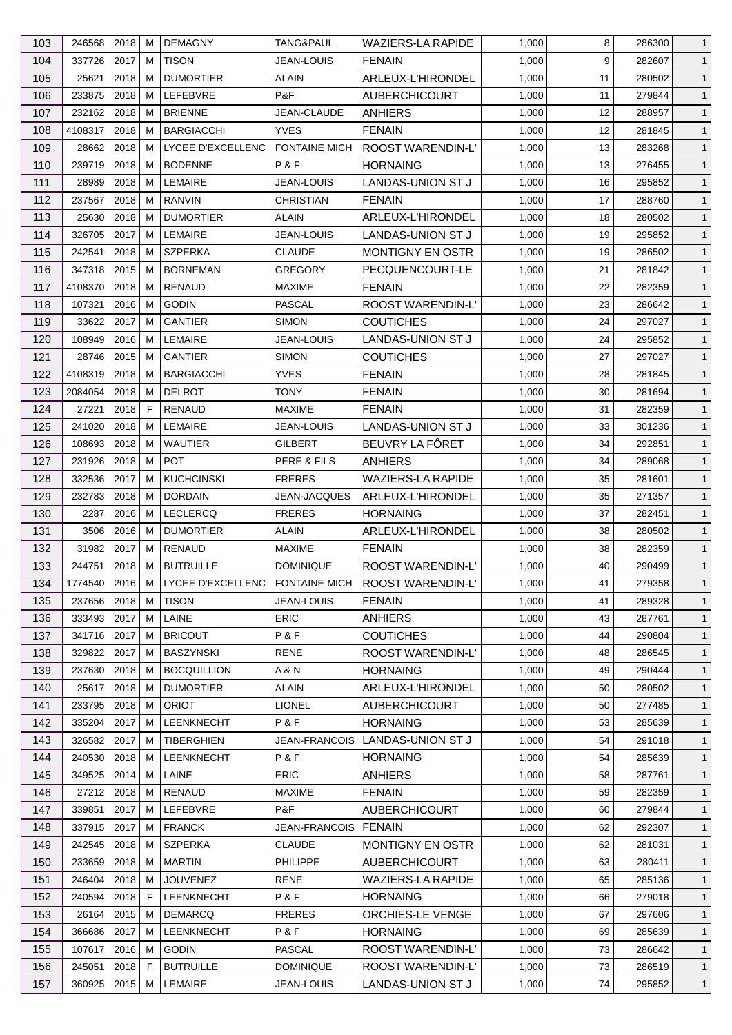| 103 | 246568 | 2018 | M | DEMAGNY | TANG&PAUL | WAZIERS-LA RAPIDE | 1,000 | 8 | 286300 | 1 |
|---|---|---|---|---|---|---|---|---|---|---|
| 104 | 337726 | 2017 | M | TISON | JEAN-LOUIS | FENAIN | 1,000 | 9 | 282607 | 1 |
| 105 | 25621 | 2018 | M | DUMORTIER | ALAIN | ARLEUX-L'HIRONDEL | 1,000 | 11 | 280502 | 1 |
| 106 | 233875 | 2018 | M | LEFEBVRE | P&F | AUBERCHICOURT | 1,000 | 11 | 279844 | 1 |
| 107 | 232162 | 2018 | M | BRIENNE | JEAN-CLAUDE | ANHIERS | 1,000 | 12 | 288957 | 1 |
| 108 | 4108317 | 2018 | M | BARGIACCHI | YVES | FENAIN | 1,000 | 12 | 281845 | 1 |
| 109 | 28662 | 2018 | M | LYCEE D'EXCELLENC | FONTAINE MICH | ROOST WARENDIN-L' | 1,000 | 13 | 283268 | 1 |
| 110 | 239719 | 2018 | M | BODENNE | P & F | HORNAING | 1,000 | 13 | 276455 | 1 |
| 111 | 28989 | 2018 | M | LEMAIRE | JEAN-LOUIS | LANDAS-UNION ST J | 1,000 | 16 | 295852 | 1 |
| 112 | 237567 | 2018 | M | RANVIN | CHRISTIAN | FENAIN | 1,000 | 17 | 288760 | 1 |
| 113 | 25630 | 2018 | M | DUMORTIER | ALAIN | ARLEUX-L'HIRONDEL | 1,000 | 18 | 280502 | 1 |
| 114 | 326705 | 2017 | M | LEMAIRE | JEAN-LOUIS | LANDAS-UNION ST J | 1,000 | 19 | 295852 | 1 |
| 115 | 242541 | 2018 | M | SZPERKA | CLAUDE | MONTIGNY EN OSTR | 1,000 | 19 | 286502 | 1 |
| 116 | 347318 | 2015 | M | BORNEMAN | GREGORY | PECQUENCOURT-LE | 1,000 | 21 | 281842 | 1 |
| 117 | 4108370 | 2018 | M | RENAUD | MAXIME | FENAIN | 1,000 | 22 | 282359 | 1 |
| 118 | 107321 | 2016 | M | GODIN | PASCAL | ROOST WARENDIN-L' | 1,000 | 23 | 286642 | 1 |
| 119 | 33622 | 2017 | M | GANTIER | SIMON | COUTICHES | 1,000 | 24 | 297027 | 1 |
| 120 | 108949 | 2016 | M | LEMAIRE | JEAN-LOUIS | LANDAS-UNION ST J | 1,000 | 24 | 295852 | 1 |
| 121 | 28746 | 2015 | M | GANTIER | SIMON | COUTICHES | 1,000 | 27 | 297027 | 1 |
| 122 | 4108319 | 2018 | M | BARGIACCHI | YVES | FENAIN | 1,000 | 28 | 281845 | 1 |
| 123 | 2084054 | 2018 | M | DELROT | TONY | FENAIN | 1,000 | 30 | 281694 | 1 |
| 124 | 27221 | 2018 | F | RENAUD | MAXIME | FENAIN | 1,000 | 31 | 282359 | 1 |
| 125 | 241020 | 2018 | M | LEMAIRE | JEAN-LOUIS | LANDAS-UNION ST J | 1,000 | 33 | 301236 | 1 |
| 126 | 108693 | 2018 | M | WAUTIER | GILBERT | BEUVRY LA FÔRET | 1,000 | 34 | 292851 | 1 |
| 127 | 231926 | 2018 | M | POT | PERE & FILS | ANHIERS | 1,000 | 34 | 289068 | 1 |
| 128 | 332536 | 2017 | M | KUCHCINSKI | FRERES | WAZIERS-LA RAPIDE | 1,000 | 35 | 281601 | 1 |
| 129 | 232783 | 2018 | M | DORDAIN | JEAN-JACQUES | ARLEUX-L'HIRONDEL | 1,000 | 35 | 271357 | 1 |
| 130 | 2287 | 2016 | M | LECLERCQ | FRERES | HORNAING | 1,000 | 37 | 282451 | 1 |
| 131 | 3506 | 2016 | M | DUMORTIER | ALAIN | ARLEUX-L'HIRONDEL | 1,000 | 38 | 280502 | 1 |
| 132 | 31982 | 2017 | M | RENAUD | MAXIME | FENAIN | 1,000 | 38 | 282359 | 1 |
| 133 | 244751 | 2018 | M | BUTRUILLE | DOMINIQUE | ROOST WARENDIN-L' | 1,000 | 40 | 290499 | 1 |
| 134 | 1774540 | 2016 | M | LYCEE D'EXCELLENC | FONTAINE MICH | ROOST WARENDIN-L' | 1,000 | 41 | 279358 | 1 |
| 135 | 237656 | 2018 | M | TISON | JEAN-LOUIS | FENAIN | 1,000 | 41 | 289328 | 1 |
| 136 | 333493 | 2017 | M | LAINE | ERIC | ANHIERS | 1,000 | 43 | 287761 | 1 |
| 137 | 341716 | 2017 | M | BRICOUT | P & F | COUTICHES | 1,000 | 44 | 290804 | 1 |
| 138 | 329822 | 2017 | M | BASZYNSKI | RENE | ROOST WARENDIN-L' | 1,000 | 48 | 286545 | 1 |
| 139 | 237630 | 2018 | M | BOCQUILLION | A & N | HORNAING | 1,000 | 49 | 290444 | 1 |
| 140 | 25617 | 2018 | M | DUMORTIER | ALAIN | ARLEUX-L'HIRONDEL | 1,000 | 50 | 280502 | 1 |
| 141 | 233795 | 2018 | M | ORIOT | LIONEL | AUBERCHICOURT | 1,000 | 50 | 277485 | 1 |
| 142 | 335204 | 2017 | M | LEENKNECHT | P & F | HORNAING | 1,000 | 53 | 285639 | 1 |
| 143 | 326582 | 2017 | M | TIBERGHIEN | JEAN-FRANCOIS | LANDAS-UNION ST J | 1,000 | 54 | 291018 | 1 |
| 144 | 240530 | 2018 | M | LEENKNECHT | P & F | HORNAING | 1,000 | 54 | 285639 | 1 |
| 145 | 349525 | 2014 | M | LAINE | ERIC | ANHIERS | 1,000 | 58 | 287761 | 1 |
| 146 | 27212 | 2018 | M | RENAUD | MAXIME | FENAIN | 1,000 | 59 | 282359 | 1 |
| 147 | 339851 | 2017 | M | LEFEBVRE | P&F | AUBERCHICOURT | 1,000 | 60 | 279844 | 1 |
| 148 | 337915 | 2017 | M | FRANCK | JEAN-FRANCOIS | FENAIN | 1,000 | 62 | 292307 | 1 |
| 149 | 242545 | 2018 | M | SZPERKA | CLAUDE | MONTIGNY EN OSTR | 1,000 | 62 | 281031 | 1 |
| 150 | 233659 | 2018 | M | MARTIN | PHILIPPE | AUBERCHICOURT | 1,000 | 63 | 280411 | 1 |
| 151 | 246404 | 2018 | M | JOUVENEZ | RENE | WAZIERS-LA RAPIDE | 1,000 | 65 | 285136 | 1 |
| 152 | 240594 | 2018 | F | LEENKNECHT | P & F | HORNAING | 1,000 | 66 | 279018 | 1 |
| 153 | 26164 | 2015 | M | DEMARCQ | FRERES | ORCHIES-LE VENGE | 1,000 | 67 | 297606 | 1 |
| 154 | 366686 | 2017 | M | LEENKNECHT | P & F | HORNAING | 1,000 | 69 | 285639 | 1 |
| 155 | 107617 | 2016 | M | GODIN | PASCAL | ROOST WARENDIN-L' | 1,000 | 73 | 286642 | 1 |
| 156 | 245051 | 2018 | F | BUTRUILLE | DOMINIQUE | ROOST WARENDIN-L' | 1,000 | 73 | 286519 | 1 |
| 157 | 360925 | 2015 | M | LEMAIRE | JEAN-LOUIS | LANDAS-UNION ST J | 1,000 | 74 | 295852 | 1 |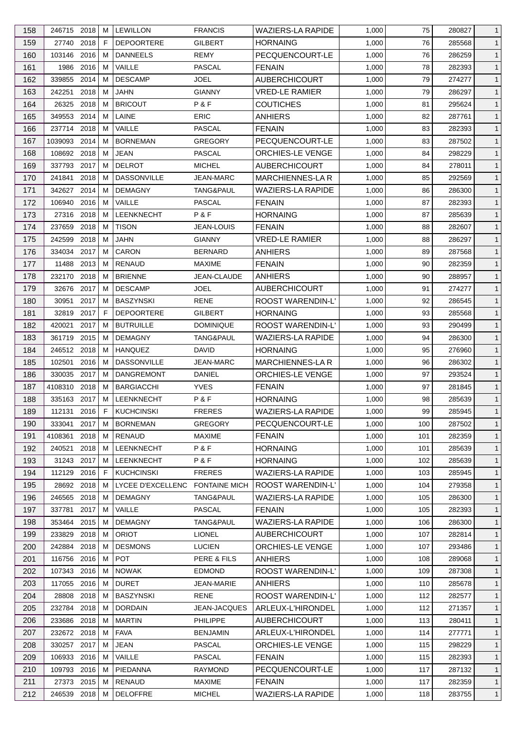| 158 | 246715 | 2018 | M | LEWILLON | FRANCIS | WAZIERS-LA RAPIDE | 1,000 | 75 | 280827 | 1 |
|---|---|---|---|---|---|---|---|---|---|---|
| 159 | 27740 | 2018 | F | DEPOORTERE | GILBERT | HORNAING | 1,000 | 76 | 285568 | 1 |
| 160 | 103146 | 2016 | M | DANNEELS | REMY | PECQUENCOURT-LE | 1,000 | 76 | 286259 | 1 |
| 161 | 1986 | 2016 | M | VAILLE | PASCAL | FENAIN | 1,000 | 78 | 282393 | 1 |
| 162 | 339855 | 2014 | M | DESCAMP | JOEL | AUBERCHICOURT | 1,000 | 79 | 274277 | 1 |
| 163 | 242251 | 2018 | M | JAHN | GIANNY | VRED-LE RAMIER | 1,000 | 79 | 286297 | 1 |
| 164 | 26325 | 2018 | M | BRICOUT | P & F | COUTICHES | 1,000 | 81 | 295624 | 1 |
| 165 | 349553 | 2014 | M | LAINE | ERIC | ANHIERS | 1,000 | 82 | 287761 | 1 |
| 166 | 237714 | 2018 | M | VAILLE | PASCAL | FENAIN | 1,000 | 83 | 282393 | 1 |
| 167 | 1039093 | 2014 | M | BORNEMAN | GREGORY | PECQUENCOURT-LE | 1,000 | 83 | 287502 | 1 |
| 168 | 108692 | 2018 | M | JEAN | PASCAL | ORCHIES-LE VENGE | 1,000 | 84 | 298229 | 1 |
| 169 | 337793 | 2017 | M | DELROT | MICHEL | AUBERCHICOURT | 1,000 | 84 | 278011 | 1 |
| 170 | 241841 | 2018 | M | DASSONVILLE | JEAN-MARC | MARCHIENNES-LA R | 1,000 | 85 | 292569 | 1 |
| 171 | 342627 | 2014 | M | DEMAGNY | TANG&PAUL | WAZIERS-LA RAPIDE | 1,000 | 86 | 286300 | 1 |
| 172 | 106940 | 2016 | M | VAILLE | PASCAL | FENAIN | 1,000 | 87 | 282393 | 1 |
| 173 | 27316 | 2018 | M | LEENKNECHT | P & F | HORNAING | 1,000 | 87 | 285639 | 1 |
| 174 | 237659 | 2018 | M | TISON | JEAN-LOUIS | FENAIN | 1,000 | 88 | 282607 | 1 |
| 175 | 242599 | 2018 | M | JAHN | GIANNY | VRED-LE RAMIER | 1,000 | 88 | 286297 | 1 |
| 176 | 334034 | 2017 | M | CARON | BERNARD | ANHIERS | 1,000 | 89 | 287568 | 1 |
| 177 | 11488 | 2013 | M | RENAUD | MAXIME | FENAIN | 1,000 | 90 | 282359 | 1 |
| 178 | 232170 | 2018 | M | BRIENNE | JEAN-CLAUDE | ANHIERS | 1,000 | 90 | 288957 | 1 |
| 179 | 32676 | 2017 | M | DESCAMP | JOEL | AUBERCHICOURT | 1,000 | 91 | 274277 | 1 |
| 180 | 30951 | 2017 | M | BASZYNSKI | RENE | ROOST WARENDIN-L' | 1,000 | 92 | 286545 | 1 |
| 181 | 32819 | 2017 | F | DEPOORTERE | GILBERT | HORNAING | 1,000 | 93 | 285568 | 1 |
| 182 | 420021 | 2017 | M | BUTRUILLE | DOMINIQUE | ROOST WARENDIN-L' | 1,000 | 93 | 290499 | 1 |
| 183 | 361719 | 2015 | M | DEMAGNY | TANG&PAUL | WAZIERS-LA RAPIDE | 1,000 | 94 | 286300 | 1 |
| 184 | 246512 | 2018 | M | HANQUEZ | DAVID | HORNAING | 1,000 | 95 | 276960 | 1 |
| 185 | 102501 | 2016 | M | DASSONVILLE | JEAN-MARC | MARCHIENNES-LA R | 1,000 | 96 | 286302 | 1 |
| 186 | 330035 | 2017 | M | DANGREMONT | DANIEL | ORCHIES-LE VENGE | 1,000 | 97 | 293524 | 1 |
| 187 | 4108310 | 2018 | M | BARGIACCHI | YVES | FENAIN | 1,000 | 97 | 281845 | 1 |
| 188 | 335163 | 2017 | M | LEENKNECHT | P & F | HORNAING | 1,000 | 98 | 285639 | 1 |
| 189 | 112131 | 2016 | F | KUCHCINSKI | FRERES | WAZIERS-LA RAPIDE | 1,000 | 99 | 285945 | 1 |
| 190 | 333041 | 2017 | M | BORNEMAN | GREGORY | PECQUENCOURT-LE | 1,000 | 100 | 287502 | 1 |
| 191 | 4108361 | 2018 | M | RENAUD | MAXIME | FENAIN | 1,000 | 101 | 282359 | 1 |
| 192 | 240521 | 2018 | M | LEENKNECHT | P & F | HORNAING | 1,000 | 101 | 285639 | 1 |
| 193 | 31243 | 2017 | M | LEENKNECHT | P & F | HORNAING | 1,000 | 102 | 285639 | 1 |
| 194 | 112129 | 2016 | F | KUCHCINSKI | FRERES | WAZIERS-LA RAPIDE | 1,000 | 103 | 285945 | 1 |
| 195 | 28692 | 2018 | M | LYCEE D'EXCELLENC | FONTAINE MICH | ROOST WARENDIN-L' | 1,000 | 104 | 279358 | 1 |
| 196 | 246565 | 2018 | M | DEMAGNY | TANG&PAUL | WAZIERS-LA RAPIDE | 1,000 | 105 | 286300 | 1 |
| 197 | 337781 | 2017 | M | VAILLE | PASCAL | FENAIN | 1,000 | 105 | 282393 | 1 |
| 198 | 353464 | 2015 | M | DEMAGNY | TANG&PAUL | WAZIERS-LA RAPIDE | 1,000 | 106 | 286300 | 1 |
| 199 | 233829 | 2018 | M | ORIOT | LIONEL | AUBERCHICOURT | 1,000 | 107 | 282814 | 1 |
| 200 | 242884 | 2018 | M | DESMONS | LUCIEN | ORCHIES-LE VENGE | 1,000 | 107 | 293486 | 1 |
| 201 | 116756 | 2016 | M | POT | PERE & FILS | ANHIERS | 1,000 | 108 | 289068 | 1 |
| 202 | 107343 | 2016 | M | NOWAK | EDMOND | ROOST WARENDIN-L' | 1,000 | 109 | 287308 | 1 |
| 203 | 117055 | 2016 | M | DURET | JEAN-MARIE | ANHIERS | 1,000 | 110 | 285678 | 1 |
| 204 | 28808 | 2018 | M | BASZYNSKI | RENE | ROOST WARENDIN-L' | 1,000 | 112 | 282577 | 1 |
| 205 | 232784 | 2018 | M | DORDAIN | JEAN-JACQUES | ARLEUX-L'HIRONDEL | 1,000 | 112 | 271357 | 1 |
| 206 | 233686 | 2018 | M | MARTIN | PHILIPPE | AUBERCHICOURT | 1,000 | 113 | 280411 | 1 |
| 207 | 232672 | 2018 | M | FAVA | BENJAMIN | ARLEUX-L'HIRONDEL | 1,000 | 114 | 277771 | 1 |
| 208 | 330257 | 2017 | M | JEAN | PASCAL | ORCHIES-LE VENGE | 1,000 | 115 | 298229 | 1 |
| 209 | 106933 | 2016 | M | VAILLE | PASCAL | FENAIN | 1,000 | 115 | 282393 | 1 |
| 210 | 109793 | 2016 | M | PIEDANNA | RAYMOND | PECQUENCOURT-LE | 1,000 | 117 | 287132 | 1 |
| 211 | 27373 | 2015 | M | RENAUD | MAXIME | FENAIN | 1,000 | 117 | 282359 | 1 |
| 212 | 246539 | 2018 | M | DELOFFRE | MICHEL | WAZIERS-LA RAPIDE | 1,000 | 118 | 283755 | 1 |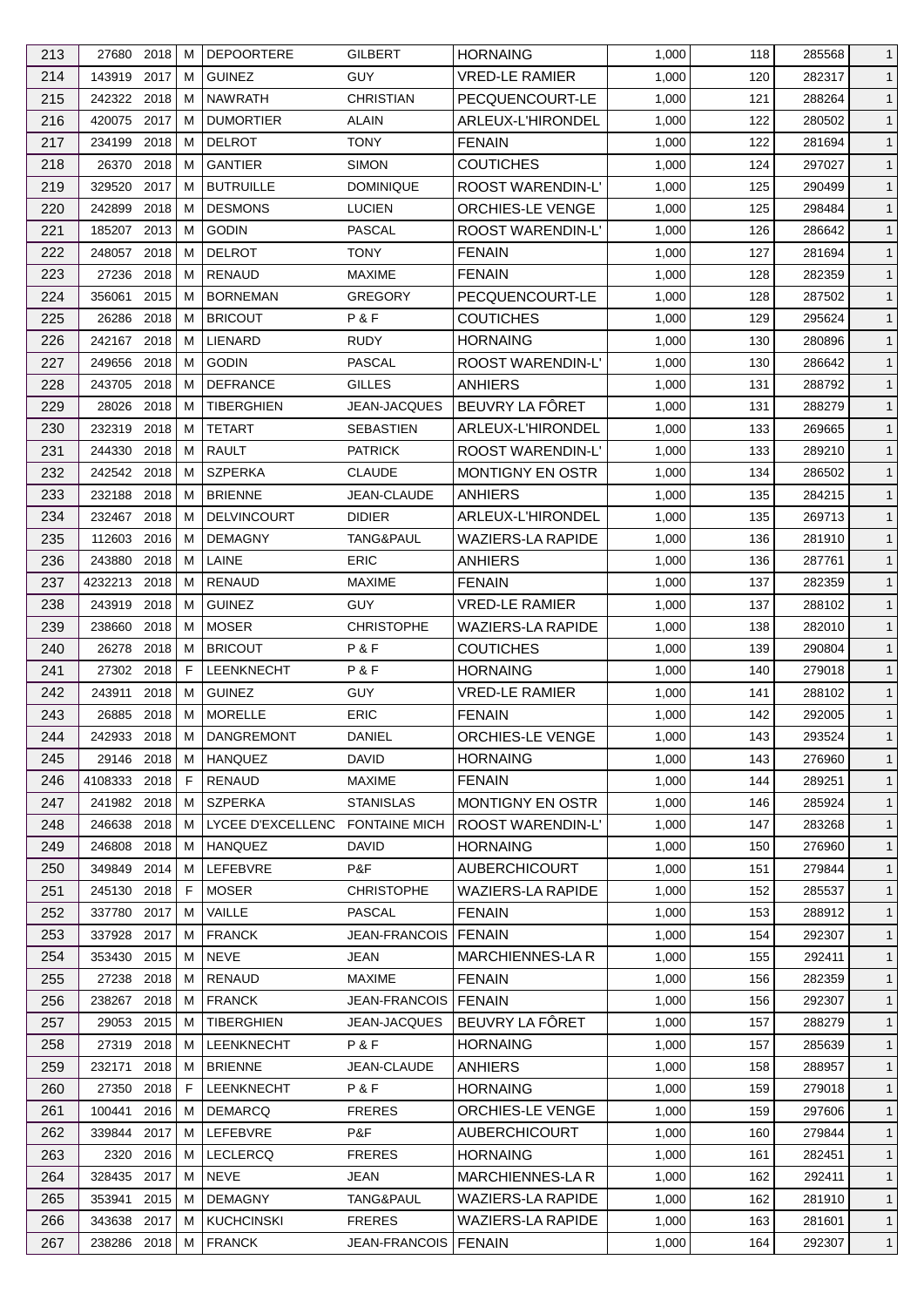| | | | | | | | | | | |
|---|---|---|---|---|---|---|---|---|---|---|
| 213 | 27680 | 2018 | M | DEPOORTERE | GILBERT | HORNAING | 1,000 | 118 | 285568 | 1 |
| 214 | 143919 | 2017 | M | GUINEZ | GUY | VRED-LE RAMIER | 1,000 | 120 | 282317 | 1 |
| 215 | 242322 | 2018 | M | NAWRATH | CHRISTIAN | PECQUENCOURT-LE | 1,000 | 121 | 288264 | 1 |
| 216 | 420075 | 2017 | M | DUMORTIER | ALAIN | ARLEUX-L'HIRONDEL | 1,000 | 122 | 280502 | 1 |
| 217 | 234199 | 2018 | M | DELROT | TONY | FENAIN | 1,000 | 122 | 281694 | 1 |
| 218 | 26370 | 2018 | M | GANTIER | SIMON | COUTICHES | 1,000 | 124 | 297027 | 1 |
| 219 | 329520 | 2017 | M | BUTRUILLE | DOMINIQUE | ROOST WARENDIN-L' | 1,000 | 125 | 290499 | 1 |
| 220 | 242899 | 2018 | M | DESMONS | LUCIEN | ORCHIES-LE VENGE | 1,000 | 125 | 298484 | 1 |
| 221 | 185207 | 2013 | M | GODIN | PASCAL | ROOST WARENDIN-L' | 1,000 | 126 | 286642 | 1 |
| 222 | 248057 | 2018 | M | DELROT | TONY | FENAIN | 1,000 | 127 | 281694 | 1 |
| 223 | 27236 | 2018 | M | RENAUD | MAXIME | FENAIN | 1,000 | 128 | 282359 | 1 |
| 224 | 356061 | 2015 | M | BORNEMAN | GREGORY | PECQUENCOURT-LE | 1,000 | 128 | 287502 | 1 |
| 225 | 26286 | 2018 | M | BRICOUT | P & F | COUTICHES | 1,000 | 129 | 295624 | 1 |
| 226 | 242167 | 2018 | M | LIENARD | RUDY | HORNAING | 1,000 | 130 | 280896 | 1 |
| 227 | 249656 | 2018 | M | GODIN | PASCAL | ROOST WARENDIN-L' | 1,000 | 130 | 286642 | 1 |
| 228 | 243705 | 2018 | M | DEFRANCE | GILLES | ANHIERS | 1,000 | 131 | 288792 | 1 |
| 229 | 28026 | 2018 | M | TIBERGHIEN | JEAN-JACQUES | BEUVRY LA FÔRET | 1,000 | 131 | 288279 | 1 |
| 230 | 232319 | 2018 | M | TETART | SEBASTIEN | ARLEUX-L'HIRONDEL | 1,000 | 133 | 269665 | 1 |
| 231 | 244330 | 2018 | M | RAULT | PATRICK | ROOST WARENDIN-L' | 1,000 | 133 | 289210 | 1 |
| 232 | 242542 | 2018 | M | SZPERKA | CLAUDE | MONTIGNY EN OSTR | 1,000 | 134 | 286502 | 1 |
| 233 | 232188 | 2018 | M | BRIENNE | JEAN-CLAUDE | ANHIERS | 1,000 | 135 | 284215 | 1 |
| 234 | 232467 | 2018 | M | DELVINCOURT | DIDIER | ARLEUX-L'HIRONDEL | 1,000 | 135 | 269713 | 1 |
| 235 | 112603 | 2016 | M | DEMAGNY | TANG&PAUL | WAZIERS-LA RAPIDE | 1,000 | 136 | 281910 | 1 |
| 236 | 243880 | 2018 | M | LAINE | ERIC | ANHIERS | 1,000 | 136 | 287761 | 1 |
| 237 | 4232213 | 2018 | M | RENAUD | MAXIME | FENAIN | 1,000 | 137 | 282359 | 1 |
| 238 | 243919 | 2018 | M | GUINEZ | GUY | VRED-LE RAMIER | 1,000 | 137 | 288102 | 1 |
| 239 | 238660 | 2018 | M | MOSER | CHRISTOPHE | WAZIERS-LA RAPIDE | 1,000 | 138 | 282010 | 1 |
| 240 | 26278 | 2018 | M | BRICOUT | P & F | COUTICHES | 1,000 | 139 | 290804 | 1 |
| 241 | 27302 | 2018 | F | LEENKNECHT | P & F | HORNAING | 1,000 | 140 | 279018 | 1 |
| 242 | 243911 | 2018 | M | GUINEZ | GUY | VRED-LE RAMIER | 1,000 | 141 | 288102 | 1 |
| 243 | 26885 | 2018 | M | MORELLE | ERIC | FENAIN | 1,000 | 142 | 292005 | 1 |
| 244 | 242933 | 2018 | M | DANGREMONT | DANIEL | ORCHIES-LE VENGE | 1,000 | 143 | 293524 | 1 |
| 245 | 29146 | 2018 | M | HANQUEZ | DAVID | HORNAING | 1,000 | 143 | 276960 | 1 |
| 246 | 4108333 | 2018 | F | RENAUD | MAXIME | FENAIN | 1,000 | 144 | 289251 | 1 |
| 247 | 241982 | 2018 | M | SZPERKA | STANISLAS | MONTIGNY EN OSTR | 1,000 | 146 | 285924 | 1 |
| 248 | 246638 | 2018 | M | LYCEE D'EXCELLENC | FONTAINE MICH | ROOST WARENDIN-L' | 1,000 | 147 | 283268 | 1 |
| 249 | 246808 | 2018 | M | HANQUEZ | DAVID | HORNAING | 1,000 | 150 | 276960 | 1 |
| 250 | 349849 | 2014 | M | LEFEBVRE | P&F | AUBERCHICOURT | 1,000 | 151 | 279844 | 1 |
| 251 | 245130 | 2018 | F | MOSER | CHRISTOPHE | WAZIERS-LA RAPIDE | 1,000 | 152 | 285537 | 1 |
| 252 | 337780 | 2017 | M | VAILLE | PASCAL | FENAIN | 1,000 | 153 | 288912 | 1 |
| 253 | 337928 | 2017 | M | FRANCK | JEAN-FRANCOIS | FENAIN | 1,000 | 154 | 292307 | 1 |
| 254 | 353430 | 2015 | M | NEVE | JEAN | MARCHIENNES-LA R | 1,000 | 155 | 292411 | 1 |
| 255 | 27238 | 2018 | M | RENAUD | MAXIME | FENAIN | 1,000 | 156 | 282359 | 1 |
| 256 | 238267 | 2018 | M | FRANCK | JEAN-FRANCOIS | FENAIN | 1,000 | 156 | 292307 | 1 |
| 257 | 29053 | 2015 | M | TIBERGHIEN | JEAN-JACQUES | BEUVRY LA FÔRET | 1,000 | 157 | 288279 | 1 |
| 258 | 27319 | 2018 | M | LEENKNECHT | P & F | HORNAING | 1,000 | 157 | 285639 | 1 |
| 259 | 232171 | 2018 | M | BRIENNE | JEAN-CLAUDE | ANHIERS | 1,000 | 158 | 288957 | 1 |
| 260 | 27350 | 2018 | F | LEENKNECHT | P & F | HORNAING | 1,000 | 159 | 279018 | 1 |
| 261 | 100441 | 2016 | M | DEMARCQ | FRERES | ORCHIES-LE VENGE | 1,000 | 159 | 297606 | 1 |
| 262 | 339844 | 2017 | M | LEFEBVRE | P&F | AUBERCHICOURT | 1,000 | 160 | 279844 | 1 |
| 263 | 2320 | 2016 | M | LECLERCQ | FRERES | HORNAING | 1,000 | 161 | 282451 | 1 |
| 264 | 328435 | 2017 | M | NEVE | JEAN | MARCHIENNES-LA R | 1,000 | 162 | 292411 | 1 |
| 265 | 353941 | 2015 | M | DEMAGNY | TANG&PAUL | WAZIERS-LA RAPIDE | 1,000 | 162 | 281910 | 1 |
| 266 | 343638 | 2017 | M | KUCHCINSKI | FRERES | WAZIERS-LA RAPIDE | 1,000 | 163 | 281601 | 1 |
| 267 | 238286 | 2018 | M | FRANCK | JEAN-FRANCOIS | FENAIN | 1,000 | 164 | 292307 | 1 |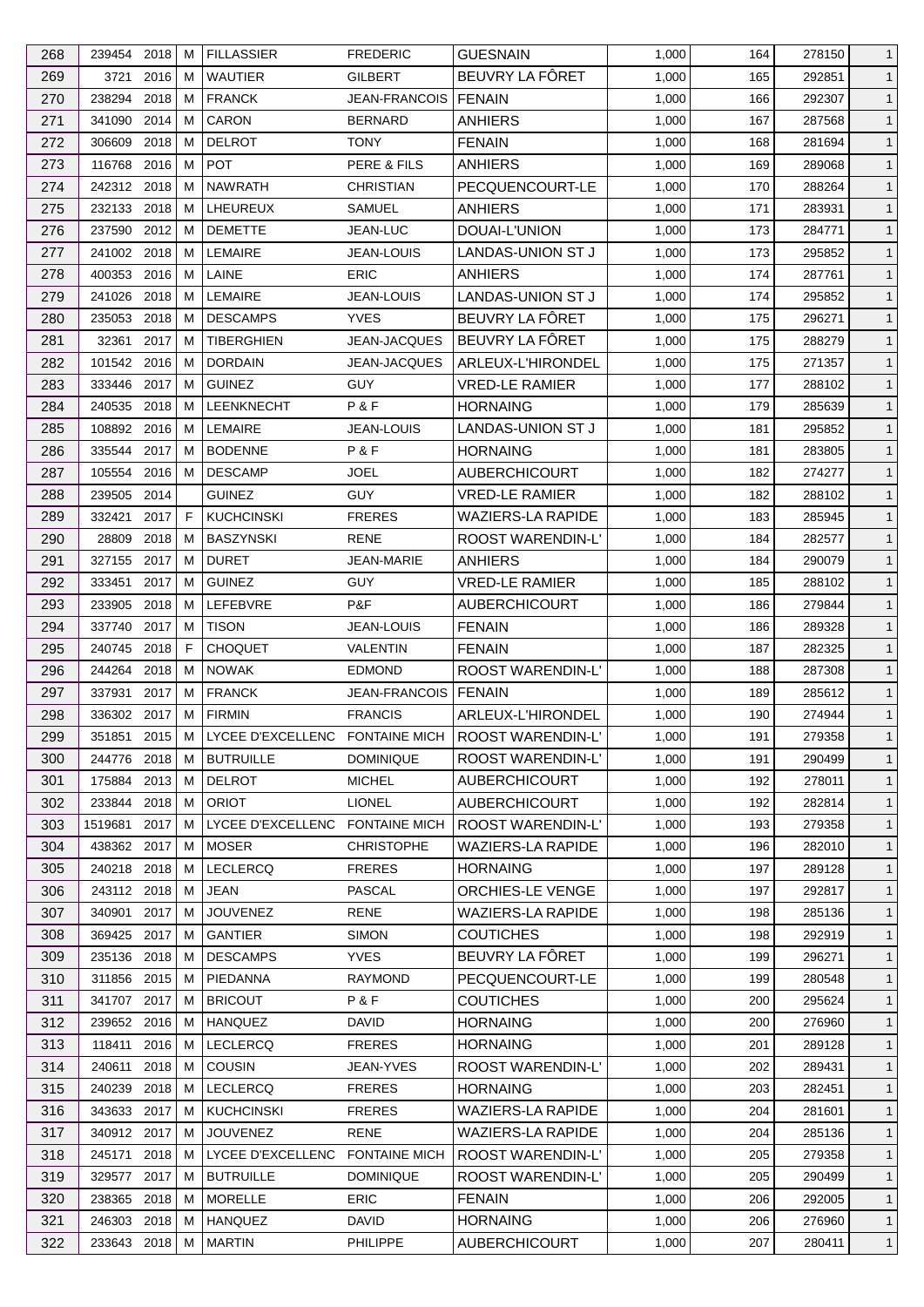| | | | | | | | | | | |
|---|---|---|---|---|---|---|---|---|---|---|
| 268 | 239454 | 2018 | M | FILLASSIER | FREDERIC | GUESNAIN | 1,000 | 164 | 278150 | 1 |
| 269 | 3721 | 2016 | M | WAUTIER | GILBERT | BEUVRY LA FÔRET | 1,000 | 165 | 292851 | 1 |
| 270 | 238294 | 2018 | M | FRANCK | JEAN-FRANCOIS | FENAIN | 1,000 | 166 | 292307 | 1 |
| 271 | 341090 | 2014 | M | CARON | BERNARD | ANHIERS | 1,000 | 167 | 287568 | 1 |
| 272 | 306609 | 2018 | M | DELROT | TONY | FENAIN | 1,000 | 168 | 281694 | 1 |
| 273 | 116768 | 2016 | M | POT | PERE & FILS | ANHIERS | 1,000 | 169 | 289068 | 1 |
| 274 | 242312 | 2018 | M | NAWRATH | CHRISTIAN | PECQUENCOURT-LE | 1,000 | 170 | 288264 | 1 |
| 275 | 232133 | 2018 | M | LHEUREUX | SAMUEL | ANHIERS | 1,000 | 171 | 283931 | 1 |
| 276 | 237590 | 2012 | M | DEMETTE | JEAN-LUC | DOUAI-L'UNION | 1,000 | 173 | 284771 | 1 |
| 277 | 241002 | 2018 | M | LEMAIRE | JEAN-LOUIS | LANDAS-UNION ST J | 1,000 | 173 | 295852 | 1 |
| 278 | 400353 | 2016 | M | LAINE | ERIC | ANHIERS | 1,000 | 174 | 287761 | 1 |
| 279 | 241026 | 2018 | M | LEMAIRE | JEAN-LOUIS | LANDAS-UNION ST J | 1,000 | 174 | 295852 | 1 |
| 280 | 235053 | 2018 | M | DESCAMPS | YVES | BEUVRY LA FÔRET | 1,000 | 175 | 296271 | 1 |
| 281 | 32361 | 2017 | M | TIBERGHIEN | JEAN-JACQUES | BEUVRY LA FÔRET | 1,000 | 175 | 288279 | 1 |
| 282 | 101542 | 2016 | M | DORDAIN | JEAN-JACQUES | ARLEUX-L'HIRONDEL | 1,000 | 175 | 271357 | 1 |
| 283 | 333446 | 2017 | M | GUINEZ | GUY | VRED-LE RAMIER | 1,000 | 177 | 288102 | 1 |
| 284 | 240535 | 2018 | M | LEENKNECHT | P & F | HORNAING | 1,000 | 179 | 285639 | 1 |
| 285 | 108892 | 2016 | M | LEMAIRE | JEAN-LOUIS | LANDAS-UNION ST J | 1,000 | 181 | 295852 | 1 |
| 286 | 335544 | 2017 | M | BODENNE | P & F | HORNAING | 1,000 | 181 | 283805 | 1 |
| 287 | 105554 | 2016 | M | DESCAMP | JOEL | AUBERCHICOURT | 1,000 | 182 | 274277 | 1 |
| 288 | 239505 | 2014 | | GUINEZ | GUY | VRED-LE RAMIER | 1,000 | 182 | 288102 | 1 |
| 289 | 332421 | 2017 | F | KUCHCINSKI | FRERES | WAZIERS-LA RAPIDE | 1,000 | 183 | 285945 | 1 |
| 290 | 28809 | 2018 | M | BASZYNSKI | RENE | ROOST WARENDIN-L' | 1,000 | 184 | 282577 | 1 |
| 291 | 327155 | 2017 | M | DURET | JEAN-MARIE | ANHIERS | 1,000 | 184 | 290079 | 1 |
| 292 | 333451 | 2017 | M | GUINEZ | GUY | VRED-LE RAMIER | 1,000 | 185 | 288102 | 1 |
| 293 | 233905 | 2018 | M | LEFEBVRE | P&F | AUBERCHICOURT | 1,000 | 186 | 279844 | 1 |
| 294 | 337740 | 2017 | M | TISON | JEAN-LOUIS | FENAIN | 1,000 | 186 | 289328 | 1 |
| 295 | 240745 | 2018 | F | CHOQUET | VALENTIN | FENAIN | 1,000 | 187 | 282325 | 1 |
| 296 | 244264 | 2018 | M | NOWAK | EDMOND | ROOST WARENDIN-L' | 1,000 | 188 | 287308 | 1 |
| 297 | 337931 | 2017 | M | FRANCK | JEAN-FRANCOIS | FENAIN | 1,000 | 189 | 285612 | 1 |
| 298 | 336302 | 2017 | M | FIRMIN | FRANCIS | ARLEUX-L'HIRONDEL | 1,000 | 190 | 274944 | 1 |
| 299 | 351851 | 2015 | M | LYCEE D'EXCELLENC | FONTAINE MICH | ROOST WARENDIN-L' | 1,000 | 191 | 279358 | 1 |
| 300 | 244776 | 2018 | M | BUTRUILLE | DOMINIQUE | ROOST WARENDIN-L' | 1,000 | 191 | 290499 | 1 |
| 301 | 175884 | 2013 | M | DELROT | MICHEL | AUBERCHICOURT | 1,000 | 192 | 278011 | 1 |
| 302 | 233844 | 2018 | M | ORIOT | LIONEL | AUBERCHICOURT | 1,000 | 192 | 282814 | 1 |
| 303 | 1519681 | 2017 | M | LYCEE D'EXCELLENC | FONTAINE MICH | ROOST WARENDIN-L' | 1,000 | 193 | 279358 | 1 |
| 304 | 438362 | 2017 | M | MOSER | CHRISTOPHE | WAZIERS-LA RAPIDE | 1,000 | 196 | 282010 | 1 |
| 305 | 240218 | 2018 | M | LECLERCQ | FRERES | HORNAING | 1,000 | 197 | 289128 | 1 |
| 306 | 243112 | 2018 | M | JEAN | PASCAL | ORCHIES-LE VENGE | 1,000 | 197 | 292817 | 1 |
| 307 | 340901 | 2017 | M | JOUVENEZ | RENE | WAZIERS-LA RAPIDE | 1,000 | 198 | 285136 | 1 |
| 308 | 369425 | 2017 | M | GANTIER | SIMON | COUTICHES | 1,000 | 198 | 292919 | 1 |
| 309 | 235136 | 2018 | M | DESCAMPS | YVES | BEUVRY LA FÔRET | 1,000 | 199 | 296271 | 1 |
| 310 | 311856 | 2015 | M | PIEDANNA | RAYMOND | PECQUENCOURT-LE | 1,000 | 199 | 280548 | 1 |
| 311 | 341707 | 2017 | M | BRICOUT | P & F | COUTICHES | 1,000 | 200 | 295624 | 1 |
| 312 | 239652 | 2016 | M | HANQUEZ | DAVID | HORNAING | 1,000 | 200 | 276960 | 1 |
| 313 | 118411 | 2016 | M | LECLERCQ | FRERES | HORNAING | 1,000 | 201 | 289128 | 1 |
| 314 | 240611 | 2018 | M | COUSIN | JEAN-YVES | ROOST WARENDIN-L' | 1,000 | 202 | 289431 | 1 |
| 315 | 240239 | 2018 | M | LECLERCQ | FRERES | HORNAING | 1,000 | 203 | 282451 | 1 |
| 316 | 343633 | 2017 | M | KUCHCINSKI | FRERES | WAZIERS-LA RAPIDE | 1,000 | 204 | 281601 | 1 |
| 317 | 340912 | 2017 | M | JOUVENEZ | RENE | WAZIERS-LA RAPIDE | 1,000 | 204 | 285136 | 1 |
| 318 | 245171 | 2018 | M | LYCEE D'EXCELLENC | FONTAINE MICH | ROOST WARENDIN-L' | 1,000 | 205 | 279358 | 1 |
| 319 | 329577 | 2017 | M | BUTRUILLE | DOMINIQUE | ROOST WARENDIN-L' | 1,000 | 205 | 290499 | 1 |
| 320 | 238365 | 2018 | M | MORELLE | ERIC | FENAIN | 1,000 | 206 | 292005 | 1 |
| 321 | 246303 | 2018 | M | HANQUEZ | DAVID | HORNAING | 1,000 | 206 | 276960 | 1 |
| 322 | 233643 | 2018 | M | MARTIN | PHILIPPE | AUBERCHICOURT | 1,000 | 207 | 280411 | 1 |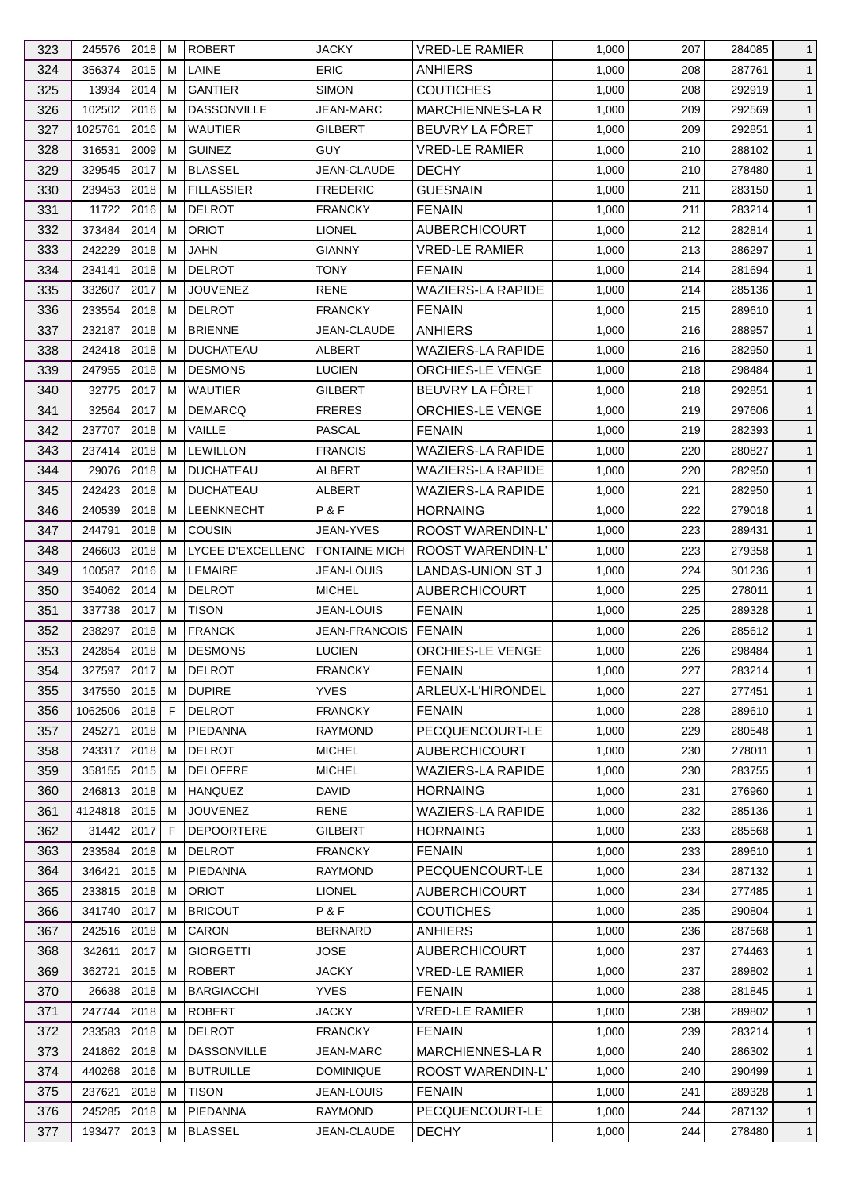| 323 | 245576 | 2018 | M | ROBERT | JACKY | VRED-LE RAMIER | 1,000 | 207 | 284085 | 1 |
|---|---|---|---|---|---|---|---|---|---|---|
| 324 | 356374 | 2015 | M | LAINE | ERIC | ANHIERS | 1,000 | 208 | 287761 | 1 |
| 325 | 13934 | 2014 | M | GANTIER | SIMON | COUTICHES | 1,000 | 208 | 292919 | 1 |
| 326 | 102502 | 2016 | M | DASSONVILLE | JEAN-MARC | MARCHIENNES-LA R | 1,000 | 209 | 292569 | 1 |
| 327 | 1025761 | 2016 | M | WAUTIER | GILBERT | BEUVRY LA FÔRET | 1,000 | 209 | 292851 | 1 |
| 328 | 316531 | 2009 | M | GUINEZ | GUY | VRED-LE RAMIER | 1,000 | 210 | 288102 | 1 |
| 329 | 329545 | 2017 | M | BLASSEL | JEAN-CLAUDE | DECHY | 1,000 | 210 | 278480 | 1 |
| 330 | 239453 | 2018 | M | FILLASSIER | FREDERIC | GUESNAIN | 1,000 | 211 | 283150 | 1 |
| 331 | 11722 | 2016 | M | DELROT | FRANCKY | FENAIN | 1,000 | 211 | 283214 | 1 |
| 332 | 373484 | 2014 | M | ORIOT | LIONEL | AUBERCHICOURT | 1,000 | 212 | 282814 | 1 |
| 333 | 242229 | 2018 | M | JAHN | GIANNY | VRED-LE RAMIER | 1,000 | 213 | 286297 | 1 |
| 334 | 234141 | 2018 | M | DELROT | TONY | FENAIN | 1,000 | 214 | 281694 | 1 |
| 335 | 332607 | 2017 | M | JOUVENEZ | RENE | WAZIERS-LA RAPIDE | 1,000 | 214 | 285136 | 1 |
| 336 | 233554 | 2018 | M | DELROT | FRANCKY | FENAIN | 1,000 | 215 | 289610 | 1 |
| 337 | 232187 | 2018 | M | BRIENNE | JEAN-CLAUDE | ANHIERS | 1,000 | 216 | 288957 | 1 |
| 338 | 242418 | 2018 | M | DUCHATEAU | ALBERT | WAZIERS-LA RAPIDE | 1,000 | 216 | 282950 | 1 |
| 339 | 247955 | 2018 | M | DESMONS | LUCIEN | ORCHIES-LE VENGE | 1,000 | 218 | 298484 | 1 |
| 340 | 32775 | 2017 | M | WAUTIER | GILBERT | BEUVRY LA FÔRET | 1,000 | 218 | 292851 | 1 |
| 341 | 32564 | 2017 | M | DEMARCQ | FRERES | ORCHIES-LE VENGE | 1,000 | 219 | 297606 | 1 |
| 342 | 237707 | 2018 | M | VAILLE | PASCAL | FENAIN | 1,000 | 219 | 282393 | 1 |
| 343 | 237414 | 2018 | M | LEWILLON | FRANCIS | WAZIERS-LA RAPIDE | 1,000 | 220 | 280827 | 1 |
| 344 | 29076 | 2018 | M | DUCHATEAU | ALBERT | WAZIERS-LA RAPIDE | 1,000 | 220 | 282950 | 1 |
| 345 | 242423 | 2018 | M | DUCHATEAU | ALBERT | WAZIERS-LA RAPIDE | 1,000 | 221 | 282950 | 1 |
| 346 | 240539 | 2018 | M | LEENKNECHT | P & F | HORNAING | 1,000 | 222 | 279018 | 1 |
| 347 | 244791 | 2018 | M | COUSIN | JEAN-YVES | ROOST WARENDIN-L' | 1,000 | 223 | 289431 | 1 |
| 348 | 246603 | 2018 | M | LYCEE D'EXCELLENC | FONTAINE MICH | ROOST WARENDIN-L' | 1,000 | 223 | 279358 | 1 |
| 349 | 100587 | 2016 | M | LEMAIRE | JEAN-LOUIS | LANDAS-UNION ST J | 1,000 | 224 | 301236 | 1 |
| 350 | 354062 | 2014 | M | DELROT | MICHEL | AUBERCHICOURT | 1,000 | 225 | 278011 | 1 |
| 351 | 337738 | 2017 | M | TISON | JEAN-LOUIS | FENAIN | 1,000 | 225 | 289328 | 1 |
| 352 | 238297 | 2018 | M | FRANCK | JEAN-FRANCOIS | FENAIN | 1,000 | 226 | 285612 | 1 |
| 353 | 242854 | 2018 | M | DESMONS | LUCIEN | ORCHIES-LE VENGE | 1,000 | 226 | 298484 | 1 |
| 354 | 327597 | 2017 | M | DELROT | FRANCKY | FENAIN | 1,000 | 227 | 283214 | 1 |
| 355 | 347550 | 2015 | M | DUPIRE | YVES | ARLEUX-L'HIRONDEL | 1,000 | 227 | 277451 | 1 |
| 356 | 1062506 | 2018 | F | DELROT | FRANCKY | FENAIN | 1,000 | 228 | 289610 | 1 |
| 357 | 245271 | 2018 | M | PIEDANNA | RAYMOND | PECQUENCOURT-LE | 1,000 | 229 | 280548 | 1 |
| 358 | 243317 | 2018 | M | DELROT | MICHEL | AUBERCHICOURT | 1,000 | 230 | 278011 | 1 |
| 359 | 358155 | 2015 | M | DELOFFRE | MICHEL | WAZIERS-LA RAPIDE | 1,000 | 230 | 283755 | 1 |
| 360 | 246813 | 2018 | M | HANQUEZ | DAVID | HORNAING | 1,000 | 231 | 276960 | 1 |
| 361 | 4124818 | 2015 | M | JOUVENEZ | RENE | WAZIERS-LA RAPIDE | 1,000 | 232 | 285136 | 1 |
| 362 | 31442 | 2017 | F | DEPOORTERE | GILBERT | HORNAING | 1,000 | 233 | 285568 | 1 |
| 363 | 233584 | 2018 | M | DELROT | FRANCKY | FENAIN | 1,000 | 233 | 289610 | 1 |
| 364 | 346421 | 2015 | M | PIEDANNA | RAYMOND | PECQUENCOURT-LE | 1,000 | 234 | 287132 | 1 |
| 365 | 233815 | 2018 | M | ORIOT | LIONEL | AUBERCHICOURT | 1,000 | 234 | 277485 | 1 |
| 366 | 341740 | 2017 | M | BRICOUT | P & F | COUTICHES | 1,000 | 235 | 290804 | 1 |
| 367 | 242516 | 2018 | M | CARON | BERNARD | ANHIERS | 1,000 | 236 | 287568 | 1 |
| 368 | 342611 | 2017 | M | GIORGETTI | JOSE | AUBERCHICOURT | 1,000 | 237 | 274463 | 1 |
| 369 | 362721 | 2015 | M | ROBERT | JACKY | VRED-LE RAMIER | 1,000 | 237 | 289802 | 1 |
| 370 | 26638 | 2018 | M | BARGIACCHI | YVES | FENAIN | 1,000 | 238 | 281845 | 1 |
| 371 | 247744 | 2018 | M | ROBERT | JACKY | VRED-LE RAMIER | 1,000 | 238 | 289802 | 1 |
| 372 | 233583 | 2018 | M | DELROT | FRANCKY | FENAIN | 1,000 | 239 | 283214 | 1 |
| 373 | 241862 | 2018 | M | DASSONVILLE | JEAN-MARC | MARCHIENNES-LA R | 1,000 | 240 | 286302 | 1 |
| 374 | 440268 | 2016 | M | BUTRUILLE | DOMINIQUE | ROOST WARENDIN-L' | 1,000 | 240 | 290499 | 1 |
| 375 | 237621 | 2018 | M | TISON | JEAN-LOUIS | FENAIN | 1,000 | 241 | 289328 | 1 |
| 376 | 245285 | 2018 | M | PIEDANNA | RAYMOND | PECQUENCOURT-LE | 1,000 | 244 | 287132 | 1 |
| 377 | 193477 | 2013 | M | BLASSEL | JEAN-CLAUDE | DECHY | 1,000 | 244 | 278480 | 1 |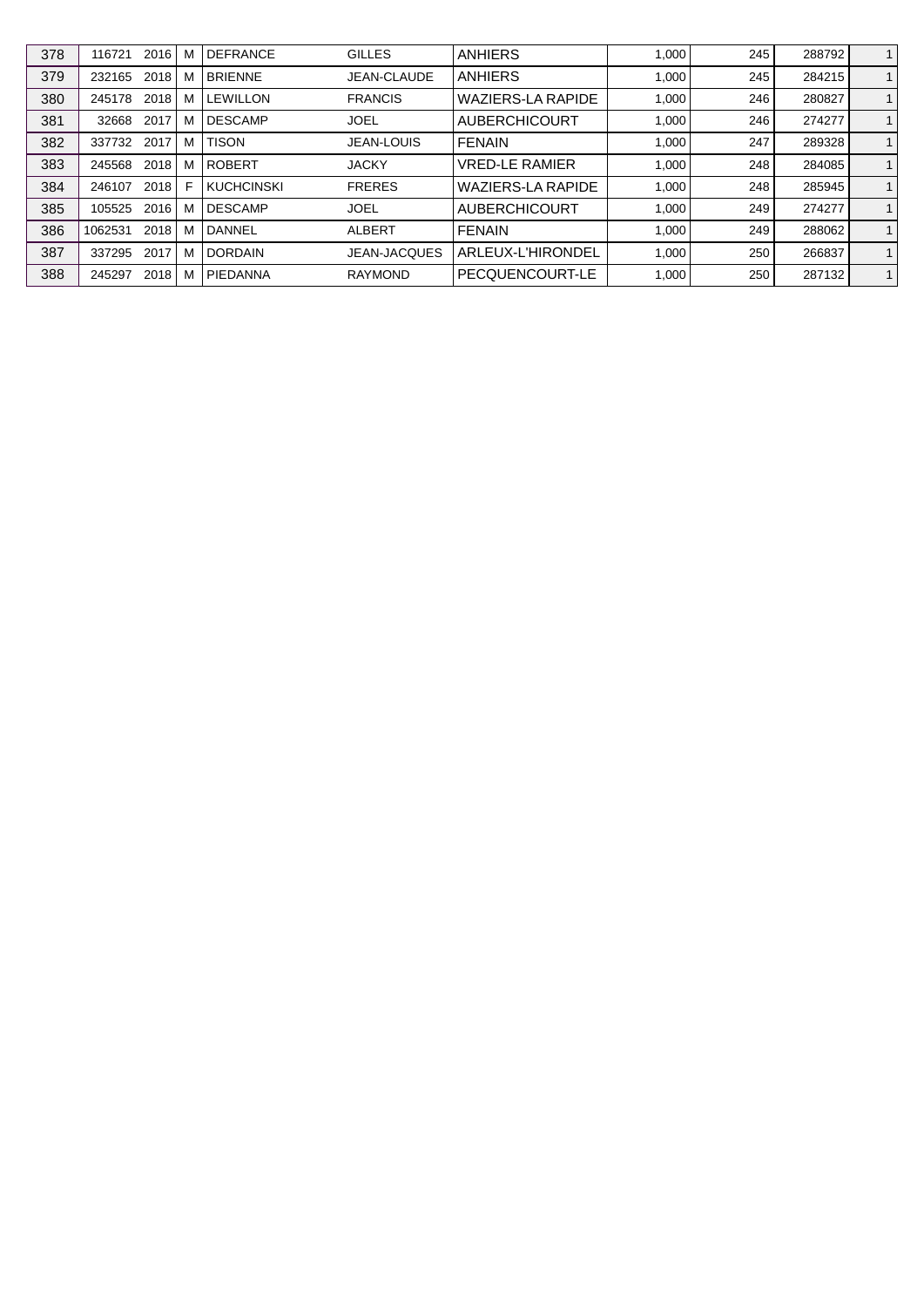| | | | | | | | | | | |
|---|---|---|---|---|---|---|---|---|---|---|
| 378 | 116721 | 2016 | M | DEFRANCE | GILLES | ANHIERS | 1,000 | 245 | 288792 | 1 |
| 379 | 232165 | 2018 | M | BRIENNE | JEAN-CLAUDE | ANHIERS | 1,000 | 245 | 284215 | 1 |
| 380 | 245178 | 2018 | M | LEWILLON | FRANCIS | WAZIERS-LA RAPIDE | 1,000 | 246 | 280827 | 1 |
| 381 | 32668 | 2017 | M | DESCAMP | JOEL | AUBERCHICOURT | 1,000 | 246 | 274277 | 1 |
| 382 | 337732 | 2017 | M | TISON | JEAN-LOUIS | FENAIN | 1,000 | 247 | 289328 | 1 |
| 383 | 245568 | 2018 | M | ROBERT | JACKY | VRED-LE RAMIER | 1,000 | 248 | 284085 | 1 |
| 384 | 246107 | 2018 | F | KUCHCINSKI | FRERES | WAZIERS-LA RAPIDE | 1,000 | 248 | 285945 | 1 |
| 385 | 105525 | 2016 | M | DESCAMP | JOEL | AUBERCHICOURT | 1,000 | 249 | 274277 | 1 |
| 386 | 1062531 | 2018 | M | DANNEL | ALBERT | FENAIN | 1,000 | 249 | 288062 | 1 |
| 387 | 337295 | 2017 | M | DORDAIN | JEAN-JACQUES | ARLEUX-L'HIRONDEL | 1,000 | 250 | 266837 | 1 |
| 388 | 245297 | 2018 | M | PIEDANNA | RAYMOND | PECQUENCOURT-LE | 1,000 | 250 | 287132 | 1 |